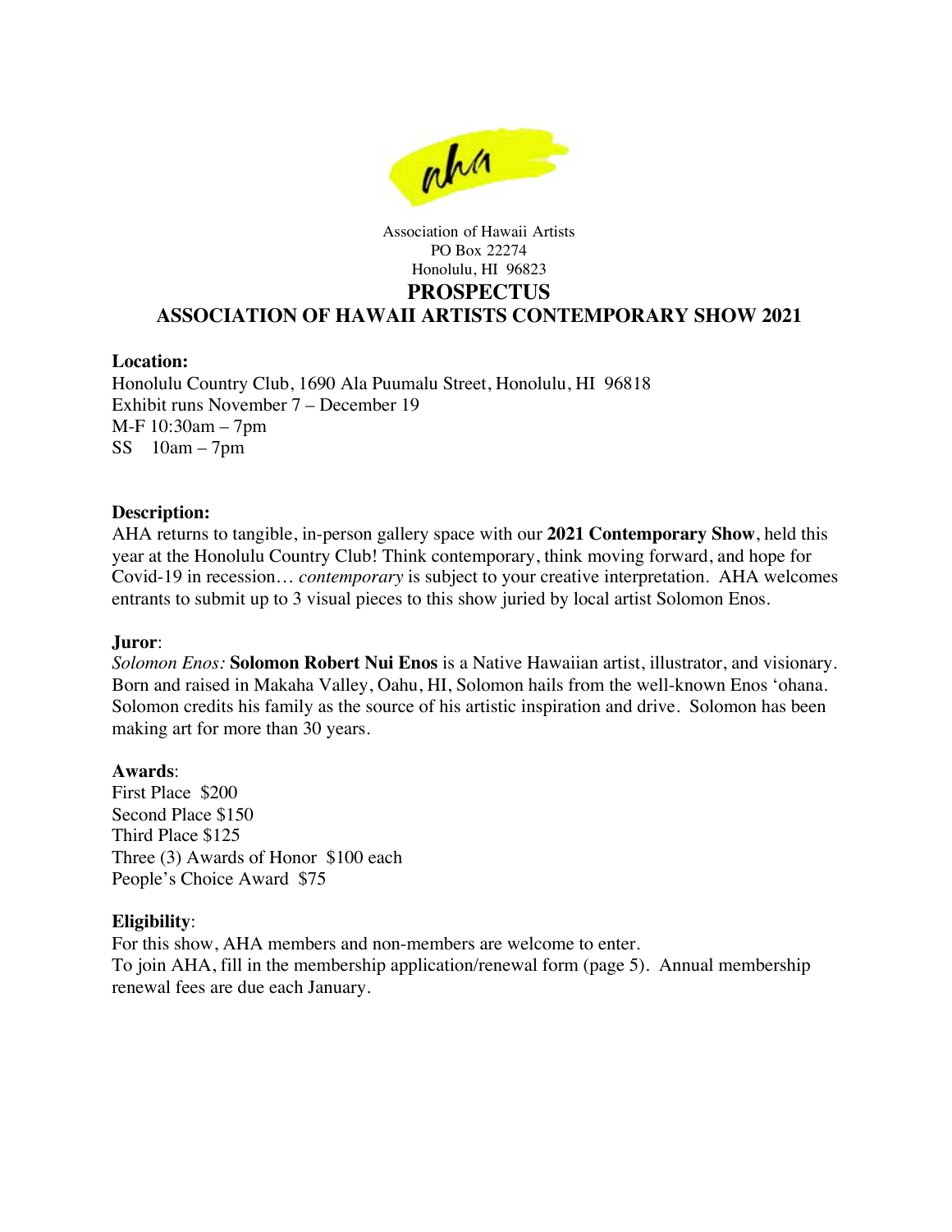Association of Hawaii Artists
PO Box 22274
Honolulu, HI 96823

# PROSPECTUS

# ASSOCIATION OF HAWAII ARTISTS CONTEMPORARY SHOW 2021

**Location:**
Honolulu Country Club, 1690 Ala Puumalu Street, Honolulu, HI 96818
Exhibit runs November 7 – December 19
M-F 10:30am – 7pm
SS 10am – 7pm

**Description:**
AHA returns to tangible, in-person gallery space with our **2021 Contemporary Show**, held this year at the Honolulu Country Club! Think contemporary, think moving forward, and hope for Covid-19 in recession… *contemporary* is subject to your creative interpretation. AHA welcomes entrants to submit up to 3 visual pieces to this show juried by local artist Solomon Enos.

**Juror**:
*Solomon Enos:* **Solomon Robert Nui Enos** is a Native Hawaiian artist, illustrator, and visionary. Born and raised in Makaha Valley, Oahu, HI, Solomon hails from the well-known Enos ʻohana. Solomon credits his family as the source of his artistic inspiration and drive. Solomon has been making art for more than 30 years.

**Awards**:
First Place $200
Second Place $150
Third Place $125
Three (3) Awards of Honor $100 each
People's Choice Award $75

**Eligibility**:
For this show, AHA members and non-members are welcome to enter.
To join AHA, fill in the membership application/renewal form (page 5). Annual membership renewal fees are due each January.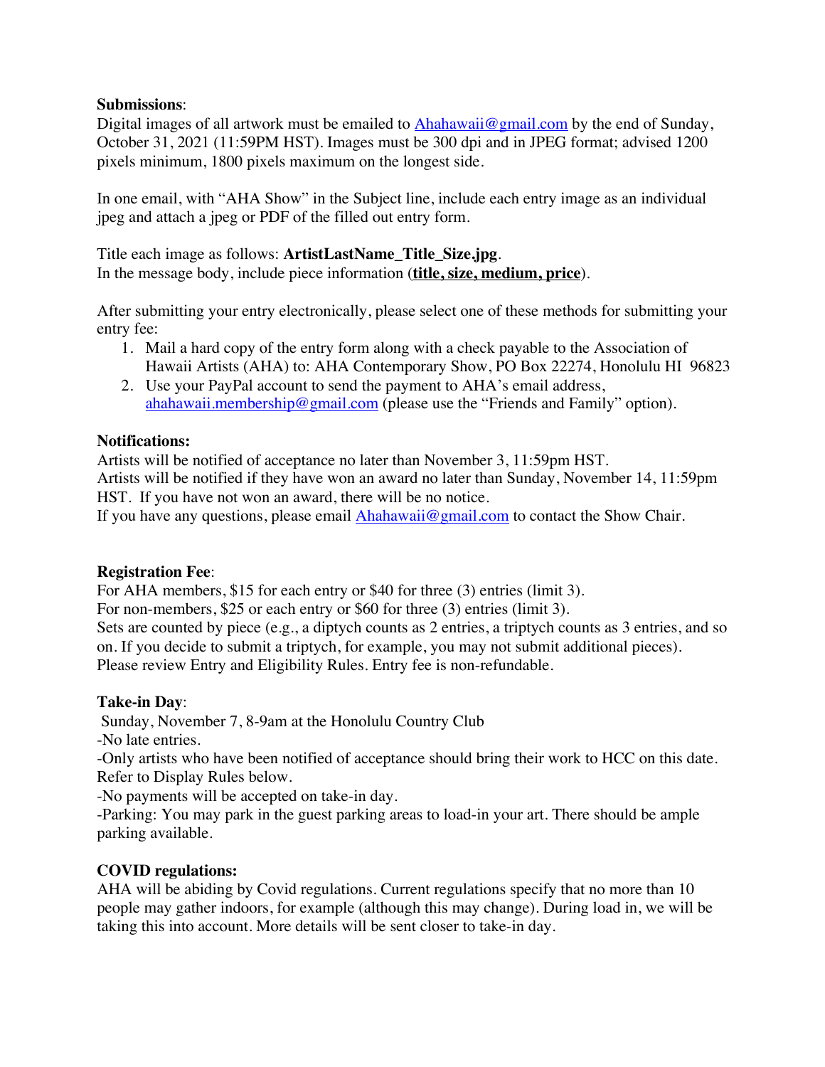**Submissions**:
Digital images of all artwork must be emailed to Ahahawaii@gmail.com by the end of Sunday, October 31, 2021 (11:59PM HST). Images must be 300 dpi and in JPEG format; advised 1200 pixels minimum, 1800 pixels maximum on the longest side.

In one email, with "AHA Show" in the Subject line, include each entry image as an individual jpeg and attach a jpeg or PDF of the filled out entry form.

Title each image as follows: **ArtistLastName_Title_Size.jpg**.
In the message body, include piece information (**title, size, medium, price**).

After submitting your entry electronically, please select one of these methods for submitting your entry fee:

1. Mail a hard copy of the entry form along with a check payable to the Association of Hawaii Artists (AHA) to: AHA Contemporary Show, PO Box 22274, Honolulu HI 96823
2. Use your PayPal account to send the payment to AHA's email address, ahahawaii.membership@gmail.com (please use the "Friends and Family" option).

**Notifications:**
Artists will be notified of acceptance no later than November 3, 11:59pm HST.
Artists will be notified if they have won an award no later than Sunday, November 14, 11:59pm HST. If you have not won an award, there will be no notice.
If you have any questions, please email Ahahawaii@gmail.com to contact the Show Chair.

**Registration Fee**:
For AHA members, $15 for each entry or $40 for three (3) entries (limit 3).
For non-members, $25 or each entry or $60 for three (3) entries (limit 3).
Sets are counted by piece (e.g., a diptych counts as 2 entries, a triptych counts as 3 entries, and so on. If you decide to submit a triptych, for example, you may not submit additional pieces).
Please review Entry and Eligibility Rules. Entry fee is non-refundable.

**Take-in Day**:
Sunday, November 7, 8-9am at the Honolulu Country Club
-No late entries.
-Only artists who have been notified of acceptance should bring their work to HCC on this date. Refer to Display Rules below.
-No payments will be accepted on take-in day.
-Parking: You may park in the guest parking areas to load-in your art. There should be ample parking available.

**COVID regulations:**
AHA will be abiding by Covid regulations. Current regulations specify that no more than 10 people may gather indoors, for example (although this may change). During load in, we will be taking this into account. More details will be sent closer to take-in day.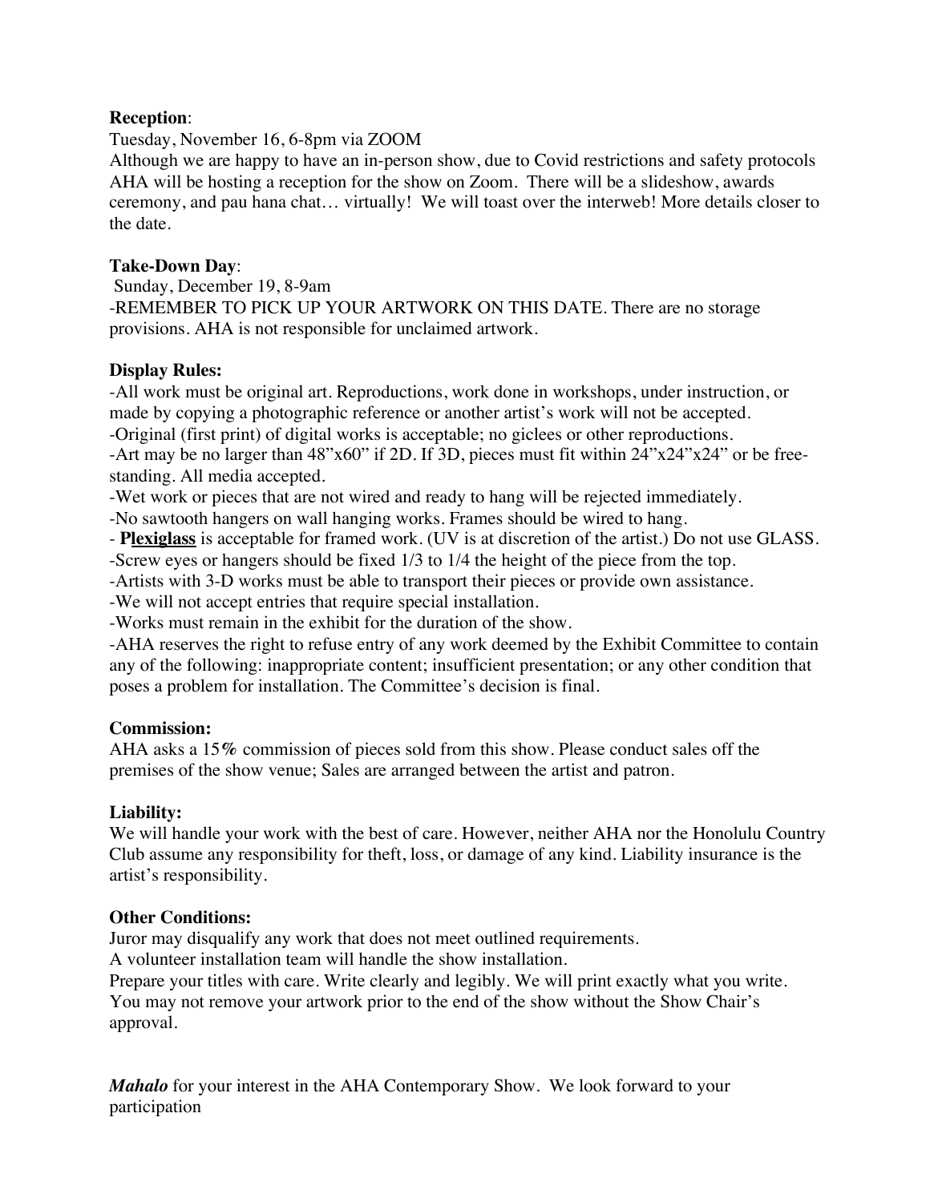**Reception**:

Tuesday, November 16, 6-8pm via ZOOM

Although we are happy to have an in-person show, due to Covid restrictions and safety protocols AHA will be hosting a reception for the show on Zoom. There will be a slideshow, awards ceremony, and pau hana chat… virtually! We will toast over the interweb! More details closer to the date.

**Take-Down Day**:

Sunday, December 19, 8-9am

-REMEMBER TO PICK UP YOUR ARTWORK ON THIS DATE. There are no storage provisions. AHA is not responsible for unclaimed artwork.

**Display Rules:**

-All work must be original art. Reproductions, work done in workshops, under instruction, or made by copying a photographic reference or another artist's work will not be accepted.

-Original (first print) of digital works is acceptable; no giclees or other reproductions.

-Art may be no larger than 48"x60" if 2D. If 3D, pieces must fit within 24"x24"x24" or be free-standing. All media accepted.

-Wet work or pieces that are not wired and ready to hang will be rejected immediately.

-No sawtooth hangers on wall hanging works. Frames should be wired to hang.

- **Plexiglass** is acceptable for framed work. (UV is at discretion of the artist.) Do not use GLASS.

-Screw eyes or hangers should be fixed 1/3 to 1/4 the height of the piece from the top.

-Artists with 3-D works must be able to transport their pieces or provide own assistance.

-We will not accept entries that require special installation.

-Works must remain in the exhibit for the duration of the show.

-AHA reserves the right to refuse entry of any work deemed by the Exhibit Committee to contain any of the following: inappropriate content; insufficient presentation; or any other condition that poses a problem for installation. The Committee's decision is final.

**Commission:**

AHA asks a 15% commission of pieces sold from this show. Please conduct sales off the premises of the show venue; Sales are arranged between the artist and patron.

**Liability:**

We will handle your work with the best of care. However, neither AHA nor the Honolulu Country Club assume any responsibility for theft, loss, or damage of any kind. Liability insurance is the artist's responsibility.

**Other Conditions:**

Juror may disqualify any work that does not meet outlined requirements.

A volunteer installation team will handle the show installation.

Prepare your titles with care. Write clearly and legibly. We will print exactly what you write.

You may not remove your artwork prior to the end of the show without the Show Chair's approval.

***Mahalo*** for your interest in the AHA Contemporary Show. We look forward to your participation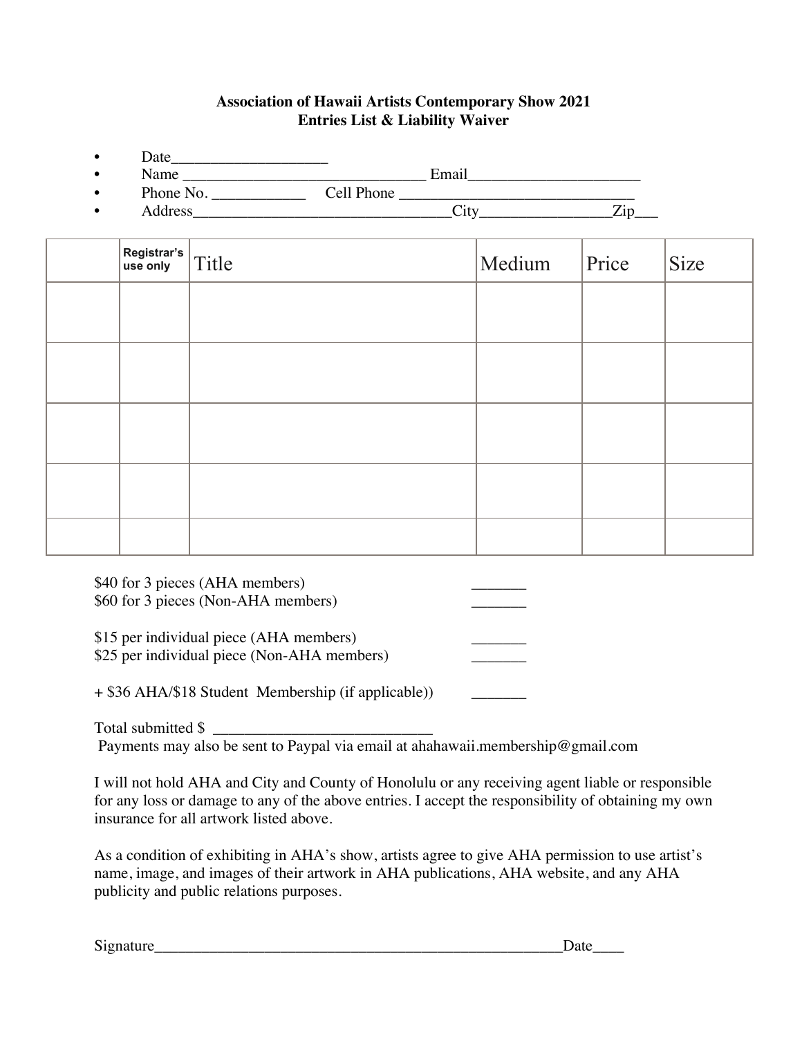**Association of Hawaii Artists Contemporary Show 2021**
**Entries List & Liability Waiver**

- Date____________________
- Name _______________________________ Email______________________
- Phone No. ____________ Cell Phone ______________________________
- Address________________________________City________________Zip___

| | Registrar's use only | Title | Medium | Price | Size |
|---|---|---|---|---|---|
| | | | | | |
| | | | | | |
| | | | | | |
| | | | | | |
| | | | | | |

$40 for 3 pieces (AHA members) _______
$60 for 3 pieces (Non-AHA members) _______

$15 per individual piece (AHA members) _______
$25 per individual piece (Non-AHA members) _______

+ $36 AHA/$18 Student Membership (if applicable)) _______

Total submitted $ ___________________________
Payments may also be sent to Paypal via email at ahahawaii.membership@gmail.com

I will not hold AHA and City and County of Honolulu or any receiving agent liable or responsible for any loss or damage to any of the above entries. I accept the responsibility of obtaining my own insurance for all artwork listed above.

As a condition of exhibiting in AHA's show, artists agree to give AHA permission to use artist's name, image, and images of their artwork in AHA publications, AHA website, and any AHA publicity and public relations purposes.

Signature______________________________________________________Date____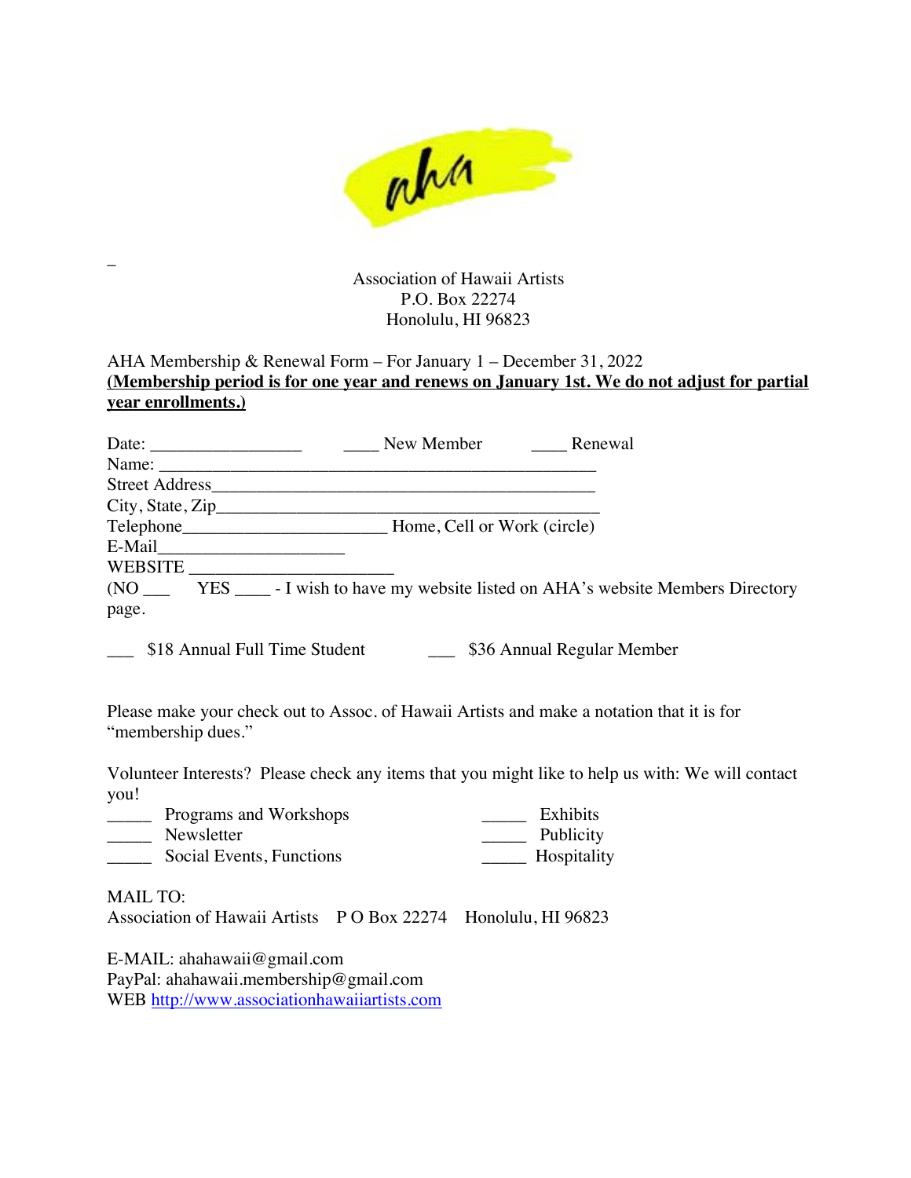aha

Association of Hawaii Artists
P.O. Box 22274
Honolulu, HI 96823

AHA Membership & Renewal Form – For January 1 – December 31, 2022
**(Membership period is for one year and renews on January 1st. We do not adjust for partial year enrollments.)**

Date: _________________ ____ New Member ____ Renewal
Name: ________________________________________________
Street Address__________________________________________
City, State, Zip_________________________________________
Telephone_______________________ Home, Cell or Work (circle)
E-Mail_____________________
WEBSITE _______________________
(NO ___ YES ____ - I wish to have my website listed on AHA's website Members Directory page.

___ $18 Annual Full Time Student ___ $36 Annual Regular Member

Please make your check out to Assoc. of Hawaii Artists and make a notation that it is for "membership dues."

Volunteer Interests? Please check any items that you might like to help us with: We will contact you!

_____ Programs and Workshops
_____ Newsletter
_____ Social Events, Functions
_____ Exhibits
_____ Publicity
_____ Hospitality

MAIL TO:
Association of Hawaii Artists P O Box 22274 Honolulu, HI 96823

E-MAIL: ahahawaii@gmail.com
PayPal: ahahawaii.membership@gmail.com
WEB http://www.associationhawaiiartists.com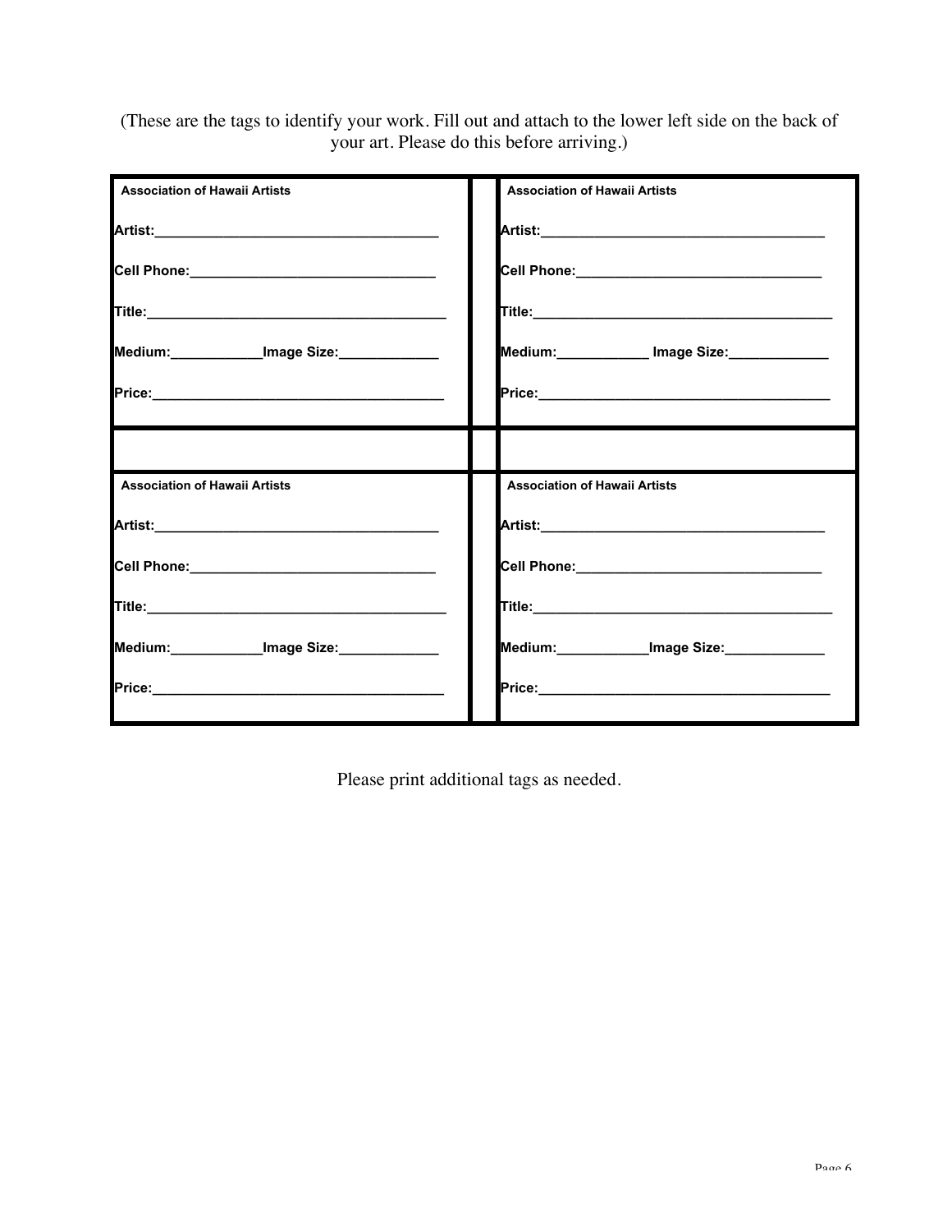(These are the tags to identify your work. Fill out and attach to the lower left side on the back of your art. Please do this before arriving.)

| **Association of Hawaii Artists** | **Association of Hawaii Artists** |
|---|---|
| **Artist:**___________________________________ | **Artist:**___________________________________ |
| **Cell Phone:**______________________________ | **Cell Phone:**______________________________ |
| **Title:**______________________________________ | **Title:**______________________________________ |
| **Medium:**____________**Image Size:**_____________ | **Medium:**____________ **Image Size:**_____________ |
| **Price:**______________________________________ | **Price:**______________________________________ |

| **Association of Hawaii Artists** | **Association of Hawaii Artists** |
|---|---|
| **Artist:**___________________________________ | **Artist:**___________________________________ |
| **Cell Phone:**______________________________ | **Cell Phone:**______________________________ |
| **Title:**______________________________________ | **Title:**______________________________________ |
| **Medium:**____________**Image Size:**_____________ | **Medium:**____________**Image Size:**_____________ |
| **Price:**______________________________________ | **Price:**______________________________________ |

Please print additional tags as needed.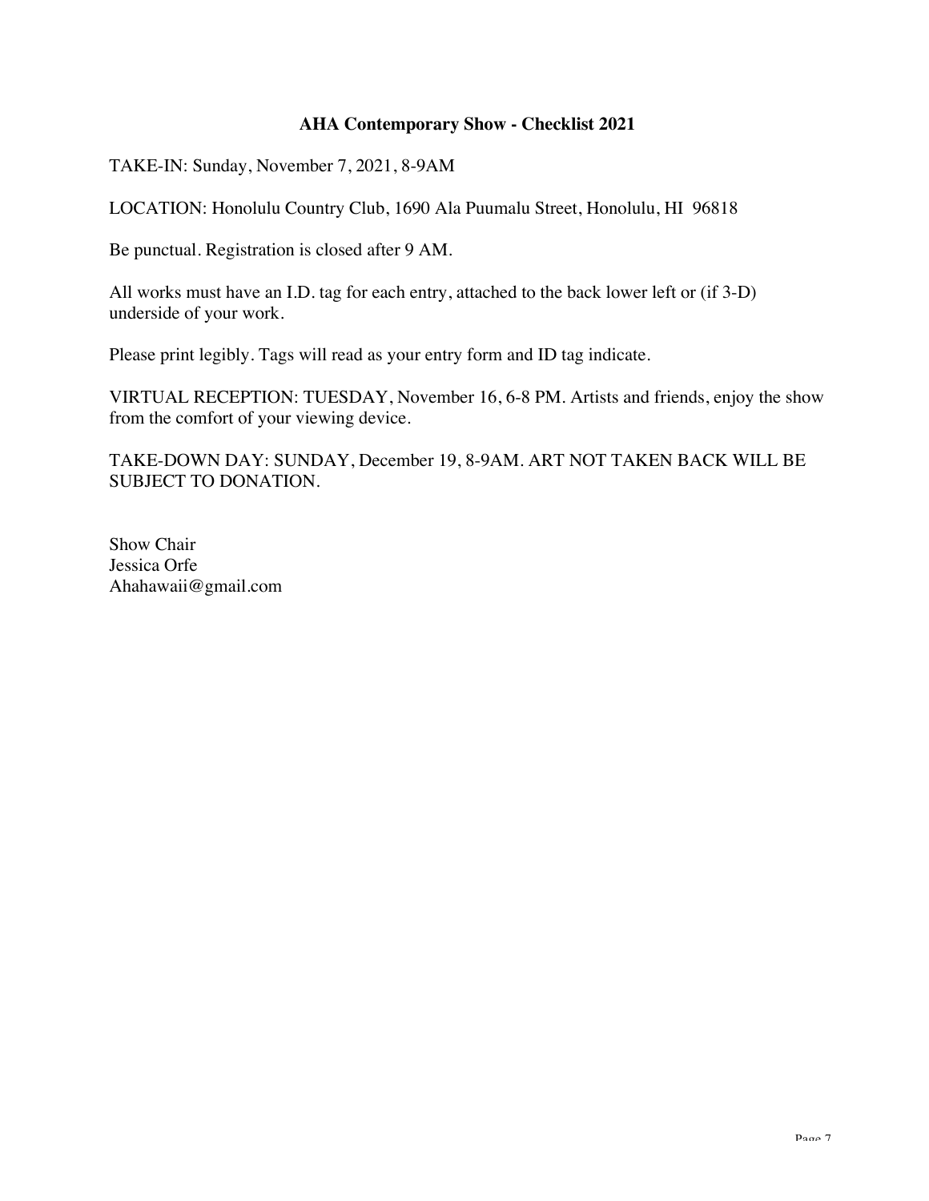## AHA Contemporary Show - Checklist 2021

TAKE-IN: Sunday, November 7, 2021, 8-9AM

LOCATION: Honolulu Country Club, 1690 Ala Puumalu Street, Honolulu, HI 96818

Be punctual. Registration is closed after 9 AM.

All works must have an I.D. tag for each entry, attached to the back lower left or (if 3-D) underside of your work.

Please print legibly. Tags will read as your entry form and ID tag indicate.

VIRTUAL RECEPTION: TUESDAY, November 16, 6-8 PM. Artists and friends, enjoy the show from the comfort of your viewing device.

TAKE-DOWN DAY: SUNDAY, December 19, 8-9AM. ART NOT TAKEN BACK WILL BE SUBJECT TO DONATION.

Show Chair
Jessica Orfe
Ahahawaii@gmail.com